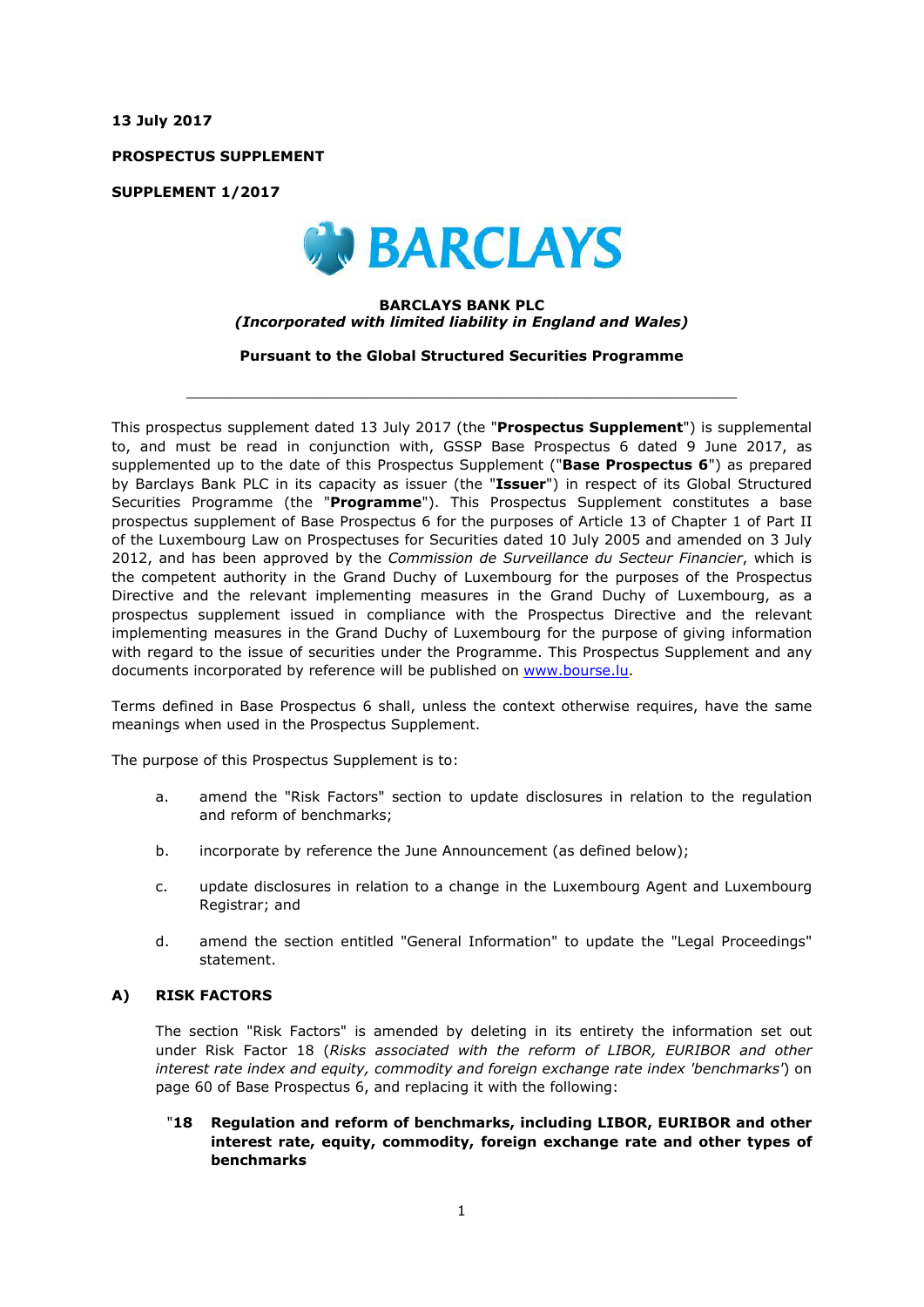**13 July 2017**

**PROSPECTUS SUPPLEMENT**

**SUPPLEMENT 1/2017**

BARCLAYS

**BARCLAYS BANK PLC**
***(Incorporated with limited liability in England and Wales)***

**Pursuant to the Global Structured Securities Programme**

---

This prospectus supplement dated 13 July 2017 (the "**Prospectus Supplement**") is supplemental to, and must be read in conjunction with, GSSP Base Prospectus 6 dated 9 June 2017, as supplemented up to the date of this Prospectus Supplement ("**Base Prospectus 6**") as prepared by Barclays Bank PLC in its capacity as issuer (the "**Issuer**") in respect of its Global Structured Securities Programme (the "**Programme**"). This Prospectus Supplement constitutes a base prospectus supplement of Base Prospectus 6 for the purposes of Article 13 of Chapter 1 of Part II of the Luxembourg Law on Prospectuses for Securities dated 10 July 2005 and amended on 3 July 2012, and has been approved by the *Commission de Surveillance du Secteur Financier*, which is the competent authority in the Grand Duchy of Luxembourg for the purposes of the Prospectus Directive and the relevant implementing measures in the Grand Duchy of Luxembourg, as a prospectus supplement issued in compliance with the Prospectus Directive and the relevant implementing measures in the Grand Duchy of Luxembourg for the purpose of giving information with regard to the issue of securities under the Programme. This Prospectus Supplement and any documents incorporated by reference will be published on www.bourse.lu.

Terms defined in Base Prospectus 6 shall, unless the context otherwise requires, have the same meanings when used in the Prospectus Supplement.

The purpose of this Prospectus Supplement is to:

a. amend the "Risk Factors" section to update disclosures in relation to the regulation and reform of benchmarks;

b. incorporate by reference the June Announcement (as defined below);

c. update disclosures in relation to a change in the Luxembourg Agent and Luxembourg Registrar; and

d. amend the section entitled "General Information" to update the "Legal Proceedings" statement.

## A) RISK FACTORS

The section "Risk Factors" is amended by deleting in its entirety the information set out under Risk Factor 18 (*Risks associated with the reform of LIBOR, EURIBOR and other interest rate index and equity, commodity and foreign exchange rate index 'benchmarks'*) on page 60 of Base Prospectus 6, and replacing it with the following:

"**18 Regulation and reform of benchmarks, including LIBOR, EURIBOR and other interest rate, equity, commodity, foreign exchange rate and other types of benchmarks**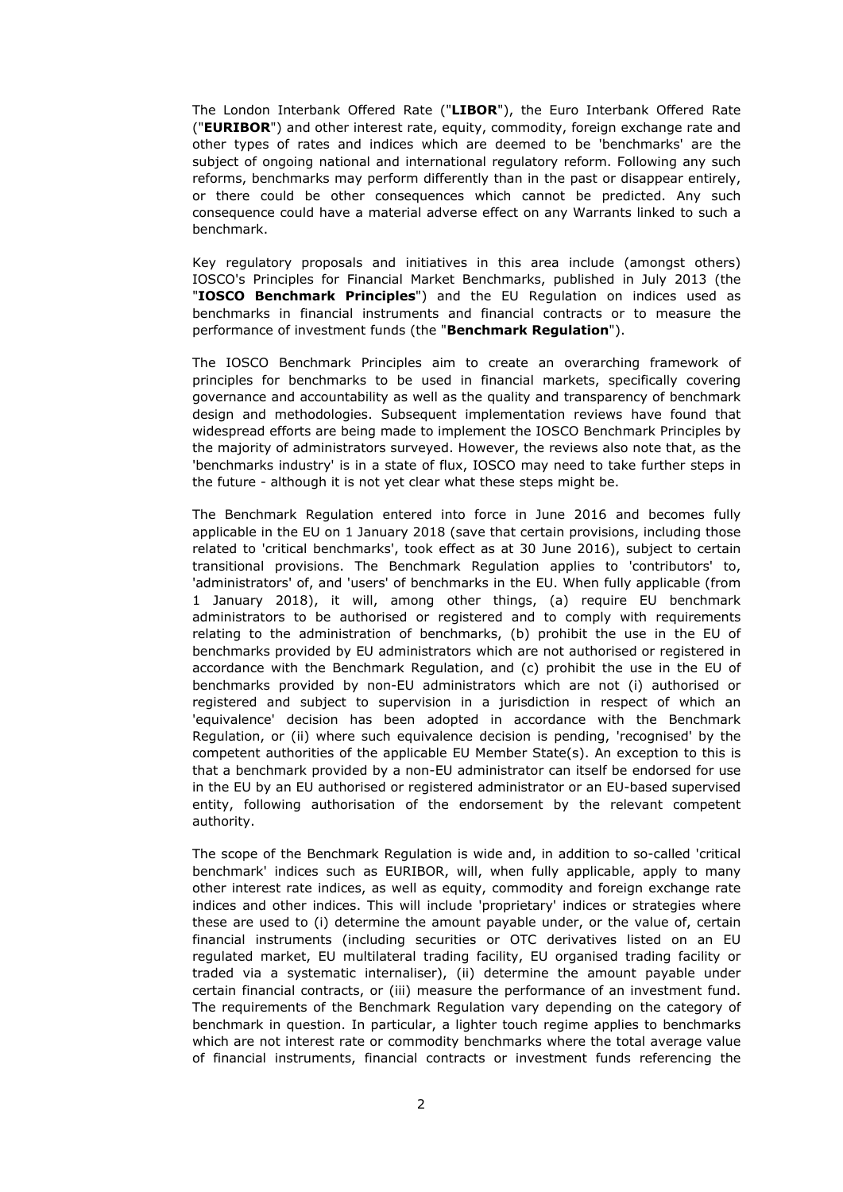The London Interbank Offered Rate ("**LIBOR**"), the Euro Interbank Offered Rate ("**EURIBOR**") and other interest rate, equity, commodity, foreign exchange rate and other types of rates and indices which are deemed to be 'benchmarks' are the subject of ongoing national and international regulatory reform. Following any such reforms, benchmarks may perform differently than in the past or disappear entirely, or there could be other consequences which cannot be predicted. Any such consequence could have a material adverse effect on any Warrants linked to such a benchmark.

Key regulatory proposals and initiatives in this area include (amongst others) IOSCO's Principles for Financial Market Benchmarks, published in July 2013 (the "**IOSCO Benchmark Principles**") and the EU Regulation on indices used as benchmarks in financial instruments and financial contracts or to measure the performance of investment funds (the "**Benchmark Regulation**").

The IOSCO Benchmark Principles aim to create an overarching framework of principles for benchmarks to be used in financial markets, specifically covering governance and accountability as well as the quality and transparency of benchmark design and methodologies. Subsequent implementation reviews have found that widespread efforts are being made to implement the IOSCO Benchmark Principles by the majority of administrators surveyed. However, the reviews also note that, as the 'benchmarks industry' is in a state of flux, IOSCO may need to take further steps in the future - although it is not yet clear what these steps might be.

The Benchmark Regulation entered into force in June 2016 and becomes fully applicable in the EU on 1 January 2018 (save that certain provisions, including those related to 'critical benchmarks', took effect as at 30 June 2016), subject to certain transitional provisions. The Benchmark Regulation applies to 'contributors' to, 'administrators' of, and 'users' of benchmarks in the EU. When fully applicable (from 1 January 2018), it will, among other things, (a) require EU benchmark administrators to be authorised or registered and to comply with requirements relating to the administration of benchmarks, (b) prohibit the use in the EU of benchmarks provided by EU administrators which are not authorised or registered in accordance with the Benchmark Regulation, and (c) prohibit the use in the EU of benchmarks provided by non-EU administrators which are not (i) authorised or registered and subject to supervision in a jurisdiction in respect of which an 'equivalence' decision has been adopted in accordance with the Benchmark Regulation, or (ii) where such equivalence decision is pending, 'recognised' by the competent authorities of the applicable EU Member State(s). An exception to this is that a benchmark provided by a non-EU administrator can itself be endorsed for use in the EU by an EU authorised or registered administrator or an EU-based supervised entity, following authorisation of the endorsement by the relevant competent authority.

The scope of the Benchmark Regulation is wide and, in addition to so-called 'critical benchmark' indices such as EURIBOR, will, when fully applicable, apply to many other interest rate indices, as well as equity, commodity and foreign exchange rate indices and other indices. This will include 'proprietary' indices or strategies where these are used to (i) determine the amount payable under, or the value of, certain financial instruments (including securities or OTC derivatives listed on an EU regulated market, EU multilateral trading facility, EU organised trading facility or traded via a systematic internaliser), (ii) determine the amount payable under certain financial contracts, or (iii) measure the performance of an investment fund. The requirements of the Benchmark Regulation vary depending on the category of benchmark in question. In particular, a lighter touch regime applies to benchmarks which are not interest rate or commodity benchmarks where the total average value of financial instruments, financial contracts or investment funds referencing the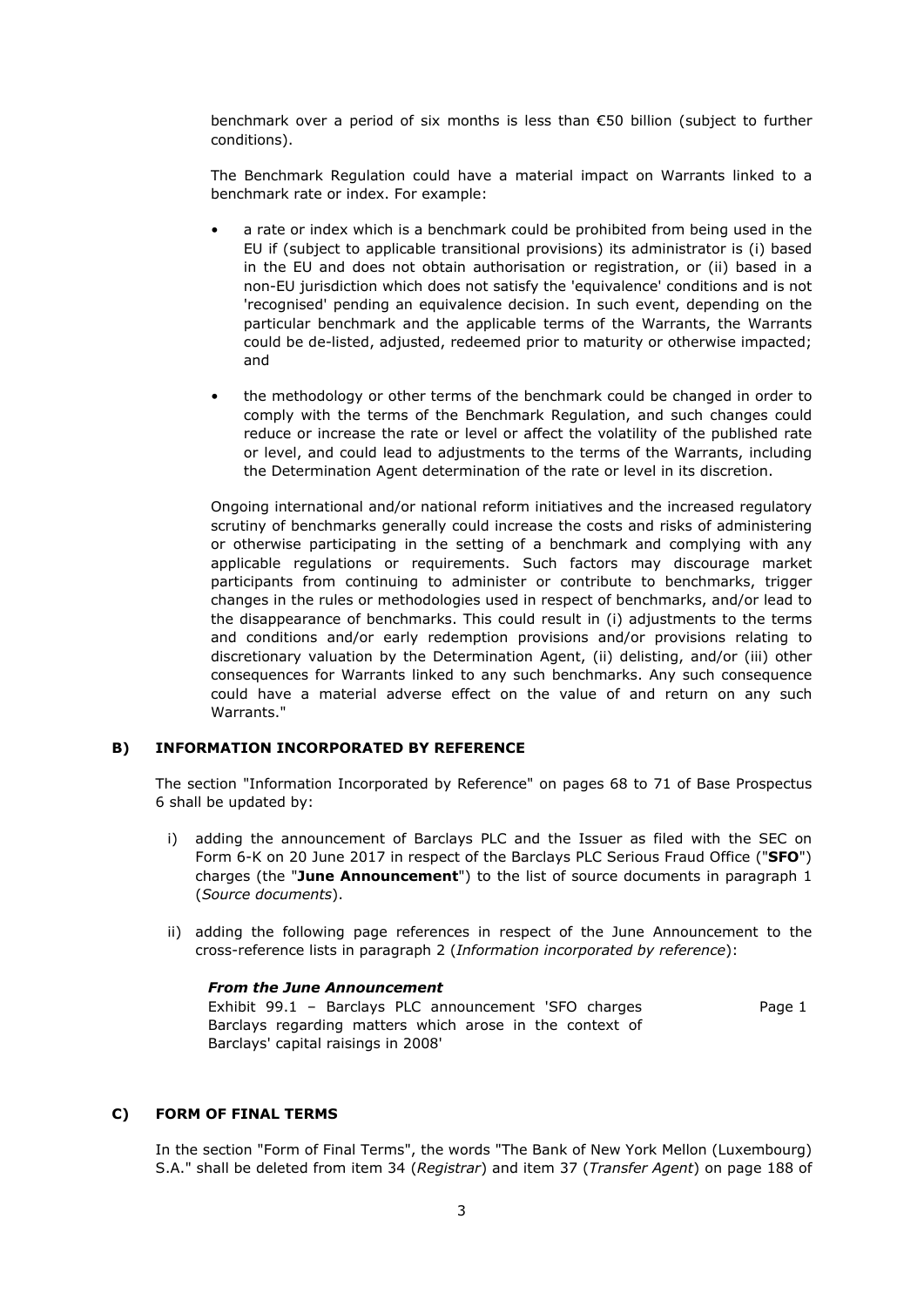benchmark over a period of six months is less than €50 billion (subject to further conditions).

The Benchmark Regulation could have a material impact on Warrants linked to a benchmark rate or index. For example:

- a rate or index which is a benchmark could be prohibited from being used in the EU if (subject to applicable transitional provisions) its administrator is (i) based in the EU and does not obtain authorisation or registration, or (ii) based in a non-EU jurisdiction which does not satisfy the 'equivalence' conditions and is not 'recognised' pending an equivalence decision. In such event, depending on the particular benchmark and the applicable terms of the Warrants, the Warrants could be de-listed, adjusted, redeemed prior to maturity or otherwise impacted; and

- the methodology or other terms of the benchmark could be changed in order to comply with the terms of the Benchmark Regulation, and such changes could reduce or increase the rate or level or affect the volatility of the published rate or level, and could lead to adjustments to the terms of the Warrants, including the Determination Agent determination of the rate or level in its discretion.

Ongoing international and/or national reform initiatives and the increased regulatory scrutiny of benchmarks generally could increase the costs and risks of administering or otherwise participating in the setting of a benchmark and complying with any applicable regulations or requirements. Such factors may discourage market participants from continuing to administer or contribute to benchmarks, trigger changes in the rules or methodologies used in respect of benchmarks, and/or lead to the disappearance of benchmarks. This could result in (i) adjustments to the terms and conditions and/or early redemption provisions and/or provisions relating to discretionary valuation by the Determination Agent, (ii) delisting, and/or (iii) other consequences for Warrants linked to any such benchmarks. Any such consequence could have a material adverse effect on the value of and return on any such Warrants."

## B) INFORMATION INCORPORATED BY REFERENCE

The section "Information Incorporated by Reference" on pages 68 to 71 of Base Prospectus 6 shall be updated by:

i) adding the announcement of Barclays PLC and the Issuer as filed with the SEC on Form 6-K on 20 June 2017 in respect of the Barclays PLC Serious Fraud Office ("**SFO**") charges (the "**June Announcement**") to the list of source documents in paragraph 1 (*Source documents*).

ii) adding the following page references in respect of the June Announcement to the cross-reference lists in paragraph 2 (*Information incorporated by reference*):

***From the June Announcement***

| | |
|---|---|
| Exhibit 99.1 – Barclays PLC announcement 'SFO charges Barclays regarding matters which arose in the context of Barclays' capital raisings in 2008' | Page 1 |

## C) FORM OF FINAL TERMS

In the section "Form of Final Terms", the words "The Bank of New York Mellon (Luxembourg) S.A." shall be deleted from item 34 (*Registrar*) and item 37 (*Transfer Agent*) on page 188 of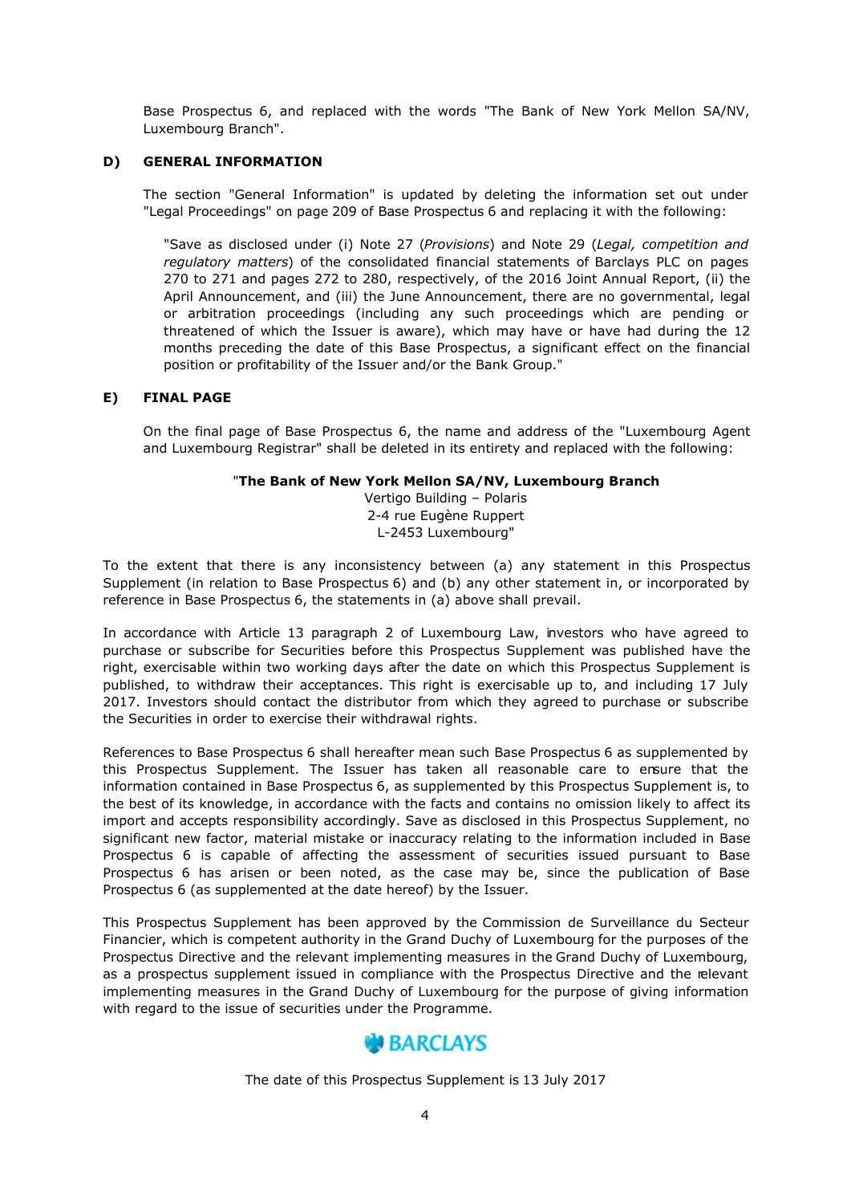Base Prospectus 6, and replaced with the words "The Bank of New York Mellon SA/NV, Luxembourg Branch".

**D) GENERAL INFORMATION**

The section "General Information" is updated by deleting the information set out under "Legal Proceedings" on page 209 of Base Prospectus 6 and replacing it with the following:

"Save as disclosed under (i) Note 27 (*Provisions*) and Note 29 (*Legal, competition and regulatory matters*) of the consolidated financial statements of Barclays PLC on pages 270 to 271 and pages 272 to 280, respectively, of the 2016 Joint Annual Report, (ii) the April Announcement, and (iii) the June Announcement, there are no governmental, legal or arbitration proceedings (including any such proceedings which are pending or threatened of which the Issuer is aware), which may have or have had during the 12 months preceding the date of this Base Prospectus, a significant effect on the financial position or profitability of the Issuer and/or the Bank Group."

**E) FINAL PAGE**

On the final page of Base Prospectus 6, the name and address of the "Luxembourg Agent and Luxembourg Registrar" shall be deleted in its entirety and replaced with the following:

"**The Bank of New York Mellon SA/NV, Luxembourg Branch**
Vertigo Building – Polaris
2-4 rue Eugène Ruppert
L-2453 Luxembourg"

To the extent that there is any inconsistency between (a) any statement in this Prospectus Supplement (in relation to Base Prospectus 6) and (b) any other statement in, or incorporated by reference in Base Prospectus 6, the statements in (a) above shall prevail.

In accordance with Article 13 paragraph 2 of Luxembourg Law, investors who have agreed to purchase or subscribe for Securities before this Prospectus Supplement was published have the right, exercisable within two working days after the date on which this Prospectus Supplement is published, to withdraw their acceptances. This right is exercisable up to, and including 17 July 2017. Investors should contact the distributor from which they agreed to purchase or subscribe the Securities in order to exercise their withdrawal rights.

References to Base Prospectus 6 shall hereafter mean such Base Prospectus 6 as supplemented by this Prospectus Supplement. The Issuer has taken all reasonable care to ensure that the information contained in Base Prospectus 6, as supplemented by this Prospectus Supplement is, to the best of its knowledge, in accordance with the facts and contains no omission likely to affect its import and accepts responsibility accordingly. Save as disclosed in this Prospectus Supplement, no significant new factor, material mistake or inaccuracy relating to the information included in Base Prospectus 6 is capable of affecting the assessment of securities issued pursuant to Base Prospectus 6 has arisen or been noted, as the case may be, since the publication of Base Prospectus 6 (as supplemented at the date hereof) by the Issuer.

This Prospectus Supplement has been approved by the Commission de Surveillance du Secteur Financier, which is competent authority in the Grand Duchy of Luxembourg for the purposes of the Prospectus Directive and the relevant implementing measures in the Grand Duchy of Luxembourg, as a prospectus supplement issued in compliance with the Prospectus Directive and the relevant implementing measures in the Grand Duchy of Luxembourg for the purpose of giving information with regard to the issue of securities under the Programme.

BARCLAYS

The date of this Prospectus Supplement is 13 July 2017